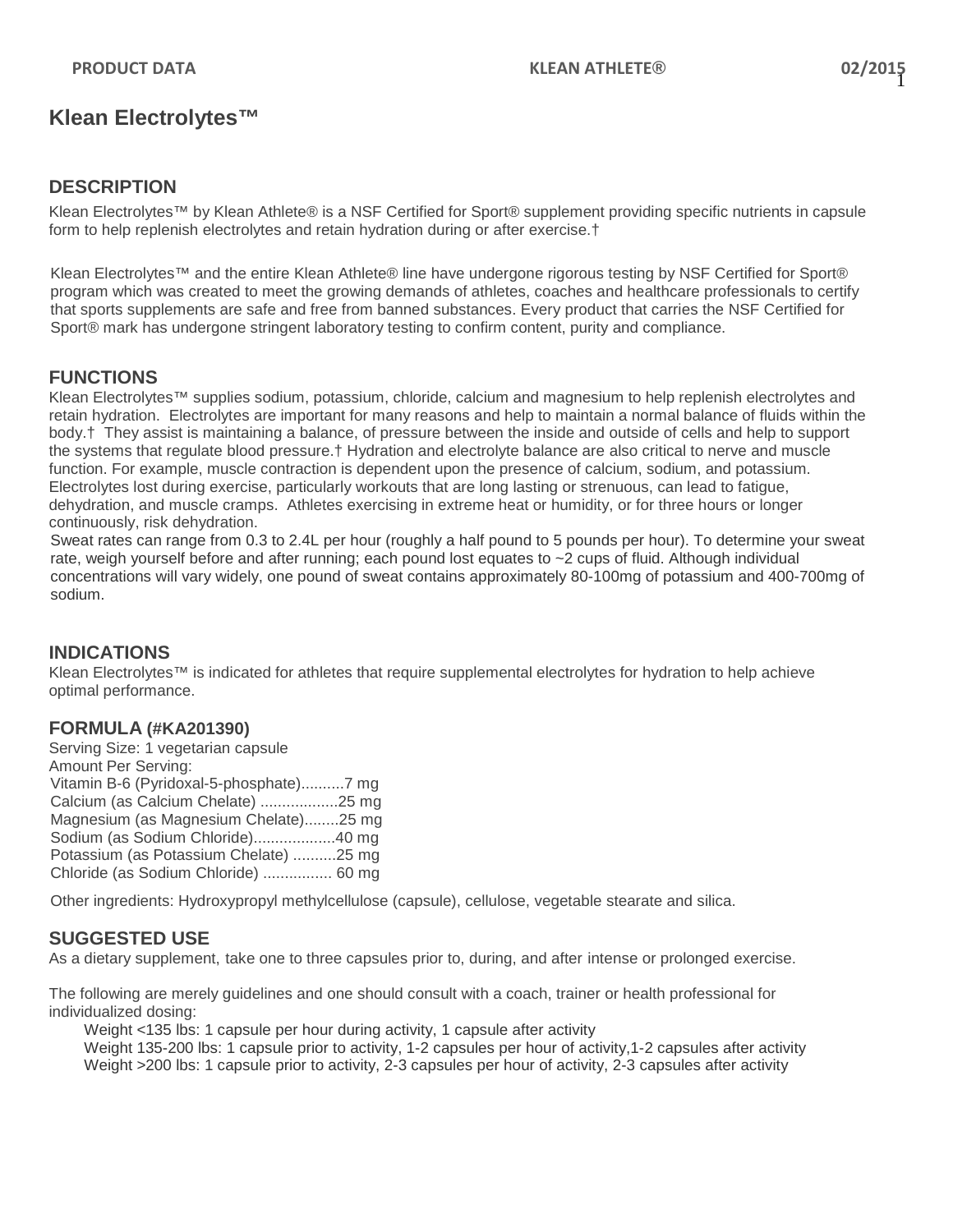# Klean Electrolytes™

## DESCRIPTION

Klean Electrolytes™ by Klean Athlete® is a NSF Certified for Sport® supplement providing specific nutrients in capsule form to help replenish electrolytes and retain hydration during or after exercise.†

Klean Electrolytes™ and the entire Klean Athlete® line have undergone rigorous testing by NSF Certified for Sport® program which was created to meet the growing demands of athletes, coaches and healthcare professionals to certify that sports supplements are safe and free from banned substances. Every product that carries the NSF Certified for Sport® mark has undergone stringent laboratory testing to confirm content, purity and compliance.

## FUNCTIONS

Klean Electrolytes™ supplies sodium, potassium, chloride, calcium and magnesium to help replenish electrolytes and retain hydration. Electrolytes are important for many reasons and help to maintain a normal balance of fluids within the body.† They assist is maintaining a balance, of pressure between the inside and outside of cells and help to support the systems that regulate blood pressure.† Hydration and electrolyte balance are also critical to nerve and muscle function. For example, muscle contraction is dependent upon the presence of calcium, sodium, and potassium. Electrolytes lost during exercise, particularly workouts that are long lasting or strenuous, can lead to fatigue, dehydration, and muscle cramps. Athletes exercising in extreme heat or humidity, or for three hours or longer continuously, risk dehydration.

Sweat rates can range from 0.3 to 2.4L per hour (roughly a half pound to 5 pounds per hour). To determine your sweat rate, weigh yourself before and after running; each pound lost equates to ~2 cups of fluid. Although individual concentrations will vary widely, one pound of sweat contains approximately 80-100mg of potassium and 400-700mg of sodium.

## INDICATIONS

Klean Electrolytes™ is indicated for athletes that require supplemental electrolytes for hydration to help achieve optimal performance.

## FORMULA (#KA201390)

Serving Size: 1 vegetarian capsule
Amount Per Serving:
Vitamin B-6 (Pyridoxal-5-phosphate)..........7 mg
Calcium (as Calcium Chelate) ..................25 mg
Magnesium (as Magnesium Chelate)........25 mg
Sodium (as Sodium Chloride)...................40 mg
Potassium (as Potassium Chelate) ..........25 mg
Chloride (as Sodium Chloride) ................ 60 mg

Other ingredients: Hydroxypropyl methylcellulose (capsule), cellulose, vegetable stearate and silica.

## SUGGESTED USE

As a dietary supplement, take one to three capsules prior to, during, and after intense or prolonged exercise.

The following are merely guidelines and one should consult with a coach, trainer or health professional for individualized dosing:

- Weight <135 lbs: 1 capsule per hour during activity, 1 capsule after activity
- Weight 135-200 lbs: 1 capsule prior to activity, 1-2 capsules per hour of activity,1-2 capsules after activity
- Weight >200 lbs: 1 capsule prior to activity, 2-3 capsules per hour of activity, 2-3 capsules after activity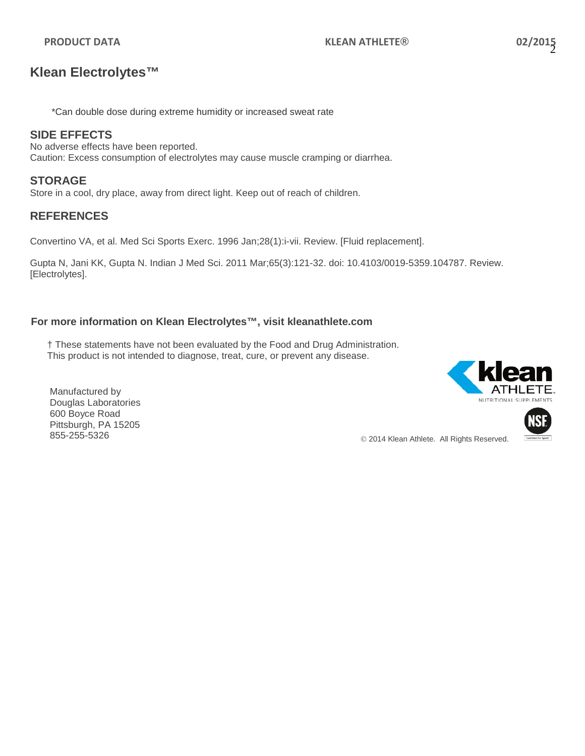## Klean Electrolytes™

*Can double dose during extreme humidity or increased sweat rate

### SIDE EFFECTS

No adverse effects have been reported.
Caution: Excess consumption of electrolytes may cause muscle cramping or diarrhea.

### STORAGE

Store in a cool, dry place, away from direct light. Keep out of reach of children.

### REFERENCES

Convertino VA, et al. Med Sci Sports Exerc. 1996 Jan;28(1):i-vii. Review. [Fluid replacement].

Gupta N, Jani KK, Gupta N. Indian J Med Sci. 2011 Mar;65(3):121-32. doi: 10.4103/0019-5359.104787. Review. [Electrolytes].

**For more information on Klean Electrolytes™, visit kleanathlete.com**

† These statements have not been evaluated by the Food and Drug Administration.
This product is not intended to diagnose, treat, cure, or prevent any disease.

Manufactured by
Douglas Laboratories
600 Boyce Road
Pittsburgh, PA 15205
855-255-5326

© 2014 Klean Athlete. All Rights Reserved.